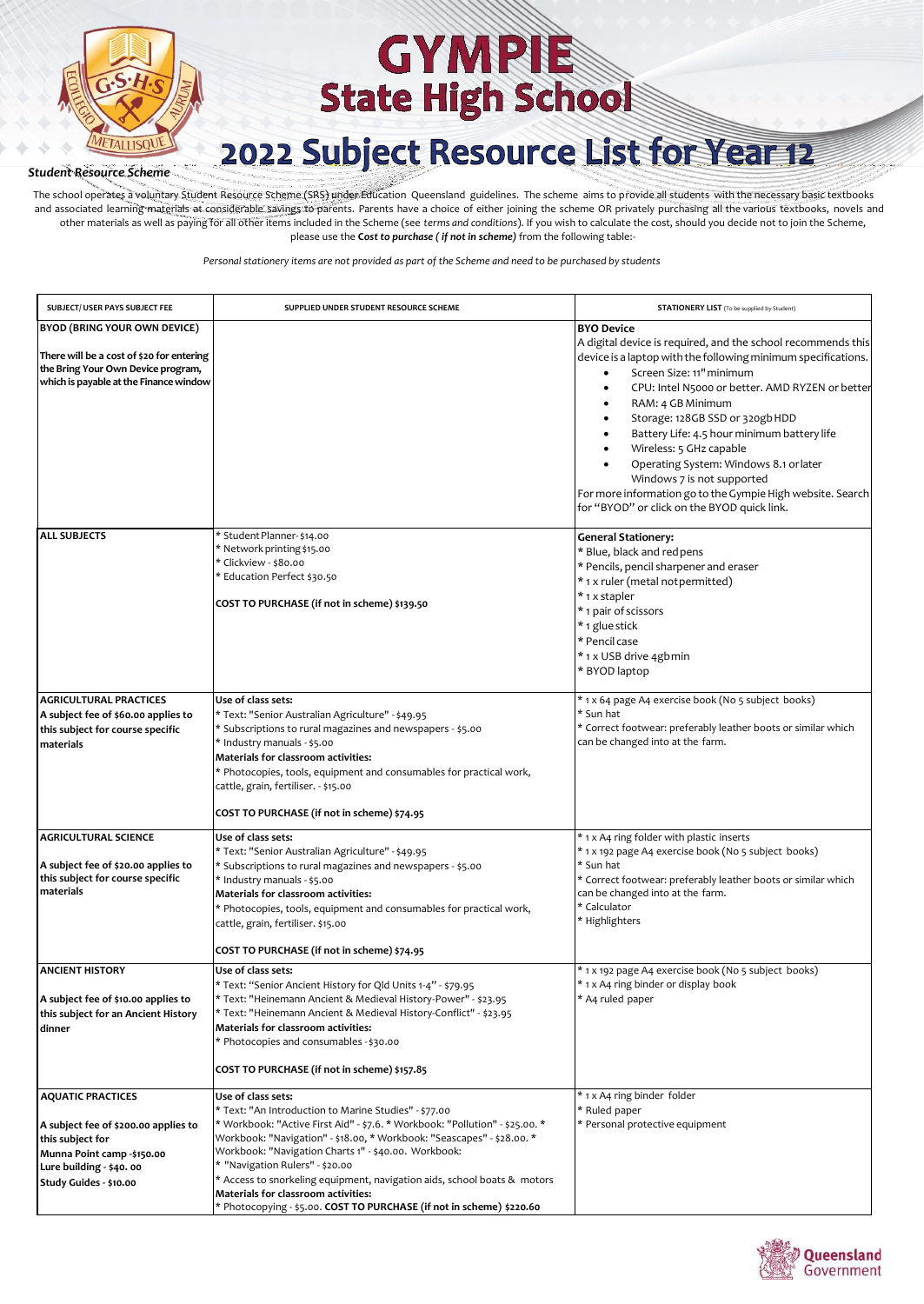# GYMPIE State High School

# 2022 Subject Resource List for Year 12

***Student Resource Scheme***

The school operates a voluntary Student Resource Scheme (SRS) under Education Queensland guidelines. The scheme aims to provide all students with the necessary basic textbooks and associated learning materials at considerable savings to parents. Parents have a choice of either joining the scheme OR privately purchasing all the various textbooks, novels and other materials as well as paying for all other items included in the Scheme (see *terms and conditions*). If you wish to calculate the cost, should you decide not to join the Scheme, please use the ***Cost to purchase ( if not in scheme)*** from the following table:-

*Personal stationery items are not provided as part of the Scheme and need to be purchased by students*

| SUBJECT/ USER PAYS SUBJECT FEE | SUPPLIED UNDER STUDENT RESOURCE SCHEME | STATIONERY LIST (To be supplied by Student) |
|---|---|---|
| **BYOD (BRING YOUR OWN DEVICE)**<br><br>**There will be a cost of $20 for entering the Bring Your Own Device program, which is payable at the Finance window** | | **BYO Device**<br>A digital device is required, and the school recommends this device is a laptop with the following minimum specifications.<br>• Screen Size: 11" minimum<br>• CPU: Intel N5000 or better. AMD RYZEN or better<br>• RAM: 4 GB Minimum<br>• Storage: 128GB SSD or 320gb HDD<br>• Battery Life: 4.5 hour minimum battery life<br>• Wireless: 5 GHz capable<br>• Operating System: Windows 8.1 or later Windows 7 is not supported<br>For more information go to the Gympie High website. Search for "BYOD" or click on the BYOD quick link. |
| **ALL SUBJECTS** | * Student Planner- $14.00<br>* Network printing $15.00<br>* Clickview - $80.00<br>* Education Perfect $30.50<br><br>**COST TO PURCHASE (if not in scheme) $139.50** | **General Stationery:**<br>* Blue, black and red pens<br>* Pencils, pencil sharpener and eraser<br>* 1 x ruler (metal not permitted)<br>* 1 x stapler<br>* 1 pair of scissors<br>* 1 glue stick<br>* Pencil case<br>* 1 x USB drive 4gb min<br>* BYOD laptop |
| **AGRICULTURAL PRACTICES**<br>**A subject fee of $60.00 applies to this subject for course specific materials** | **Use of class sets:**<br>* Text: "Senior Australian Agriculture" - $49.95<br>* Subscriptions to rural magazines and newspapers - $5.00<br>* Industry manuals - $5.00<br>**Materials for classroom activities:**<br>* Photocopies, tools, equipment and consumables for practical work, cattle, grain, fertiliser. - $15.00<br><br>**COST TO PURCHASE (if not in scheme) $74.95** | * 1 x 64 page A4 exercise book (No 5 subject books)<br>* Sun hat<br>* Correct footwear: preferably leather boots or similar which can be changed into at the farm. |
| **AGRICULTURAL SCIENCE**<br><br>**A subject fee of $20.00 applies to this subject for course specific materials** | **Use of class sets:**<br>* Text: "Senior Australian Agriculture" - $49.95<br>* Subscriptions to rural magazines and newspapers - $5.00<br>* Industry manuals - $5.00<br>**Materials for classroom activities:**<br>* Photocopies, tools, equipment and consumables for practical work, cattle, grain, fertiliser. $15.00<br><br>**COST TO PURCHASE (if not in scheme) $74.95** | * 1 x A4 ring folder with plastic inserts<br>* 1 x 192 page A4 exercise book (No 5 subject books)<br>* Sun hat<br>* Correct footwear: preferably leather boots or similar which can be changed into at the farm.<br>* Calculator<br>* Highlighters |
| **ANCIENT HISTORY**<br><br>**A subject fee of $10.00 applies to this subject for an Ancient History dinner** | **Use of class sets:**<br>* Text: "Senior Ancient History for Qld Units 1-4" - $79.95<br>* Text: "Heinemann Ancient & Medieval History-Power" - $23.95<br>* Text: "Heinemann Ancient & Medieval History-Conflict" - $23.95<br>**Materials for classroom activities:**<br>* Photocopies and consumables - $30.00<br><br>**COST TO PURCHASE (if not in scheme) $157.85** | * 1 x 192 page A4 exercise book (No 5 subject books)<br>* 1 x A4 ring binder or display book<br>* A4 ruled paper |
| **AQUATIC PRACTICES**<br><br>**A subject fee of $200.00 applies to this subject for**<br>**Munna Point camp -$150.00**<br>**Lure building - $40. 00**<br>**Study Guides - $10.00** | **Use of class sets:**<br>* Text: "An Introduction to Marine Studies" - $77.00<br>* Workbook: "Active First Aid" - $7.6. * Workbook: "Pollution" - $25.00. * Workbook: "Navigation" - $18.00, * Workbook: "Seascapes" - $28.00. * Workbook: "Navigation Charts 1" - $40.00. Workbook:<br>* "Navigation Rulers" - $20.00<br>* Access to snorkeling equipment, navigation aids, school boats & motors<br>**Materials for classroom activities:**<br>* Photocopying - $5.00. **COST TO PURCHASE (if not in scheme) $220.60** | * 1 x A4 ring binder folder<br>* Ruled paper<br>* Personal protective equipment |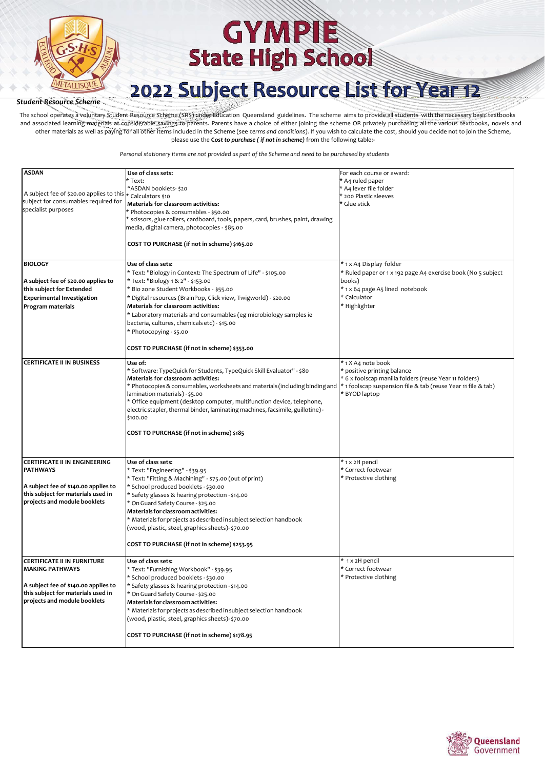# GYMPIE State High School

# 2022 Subject Resource List for Year 12

***Student Resource Scheme***

The school operates a voluntary Student Resource Scheme (SRS) under Education Queensland guidelines. The scheme aims to provide all students with the necessary basic textbooks and associated learning materials at considerable savings to parents. Parents have a choice of either joining the scheme OR privately purchasing all the various textbooks, novels and other materials as well as paying for all other items included in the Scheme (see *terms and conditions*). If you wish to calculate the cost, should you decide not to join the Scheme, please use the ***Cost to purchase ( if not in scheme)*** from the following table:-

*Personal stationery items are not provided as part of the Scheme and need to be purchased by students*

| | | |
|---|---|---|
| **ASDAN**<br><br>A subject fee of $20.00 applies to this subject for consumables required for specialist purposes | **Use of class sets:**<br>* Text:<br>"ASDAN booklets- $20<br>* Calculators $10<br>**Materials for classroom activities:**<br>* Photocopies & consumables - $50.00<br>* scissors, glue rollers, cardboard, tools, papers, card, brushes, paint, drawing media, digital camera, photocopies - $85.00<br><br>**COST TO PURCHASE (if not in scheme) $165.00** | For each course or award:<br>* A4 ruled paper<br>* A4 lever file folder<br>* 200 Plastic sleeves<br>* Glue stick |
| **BIOLOGY**<br><br>**A subject fee of $20.00 applies to this subject for Extended Experimental Investigation Program materials** | **Use of class sets:**<br>* Text: "Biology in Context: The Spectrum of Life" - $105.00<br>* Text: "Biology 1 & 2" - $153.00<br>* Bio zone Student Workbooks - $55.00<br>* Digital resources (BrainPop, Click view, Twigworld) - $20.00<br>**Materials for classroom activities:**<br>* Laboratory materials and consumables (eg microbiology samples ie bacteria, cultures, chemicals etc) - $15.00<br>* Photocopying - $5.00<br><br>**COST TO PURCHASE (if not in scheme) $353.00** | * 1 x A4 Display folder<br>* Ruled paper or 1 x 192 page A4 exercise book (No 5 subject books)<br>* 1 x 64 page A5 lined notebook<br>* Calculator<br>* Highlighter |
| **CERTIFICATE II IN BUSINESS** | **Use of:**<br>* Software: TypeQuick for Students, TypeQuick Skill Evaluator" - $80<br>**Materials for classroom activities:**<br>* Photocopies & consumables, worksheets and materials (including binding and lamination materials) - $5.00<br>* Office equipment (desktop computer, multifunction device, telephone, electric stapler, thermal binder, laminating machines, facsimile, guillotine) - $100.00<br><br>**COST TO PURCHASE (if not in scheme) $185** | * 1 X A4 note book<br>* positive printing balance<br>* 6 x foolscap manilla folders (reuse Year 11 folders)<br>* 1 foolscap suspension file & tab (reuse Year 11 file & tab)<br>* BYOD laptop |
| **CERTIFICATE II IN ENGINEERING PATHWAYS**<br><br>**A subject fee of $140.00 applies to this subject for materials used in projects and module booklets** | **Use of class sets:**<br>* Text: "Engineering" - $39.95<br>* Text: "Fitting & Machining" - $75.00 (out of print)<br>* School produced booklets - $30.00<br>* Safety glasses & hearing protection - $14.00<br>* On Guard Safety Course - $25.00<br>**Materials for classroom activities:**<br>* Materials for projects as described in subject selection handbook (wood, plastic, steel, graphics sheets)- $70.00<br><br>**COST TO PURCHASE (if not in scheme) $253.95** | * 1 x 2H pencil<br>* Correct footwear<br>* Protective clothing |
| **CERTIFICATE II IN FURNITURE MAKING PATHWAYS**<br><br>**A subject fee of $140.00 applies to this subject for materials used in projects and module booklets** | **Use of class sets:**<br>* Text: "Furnishing Workbook" - $39.95<br>* School produced booklets - $30.00<br>* Safety glasses & hearing protection - $14.00<br>* On Guard Safety Course - $25.00<br>**Materials for classroom activities:**<br>* Materials for projects as described in subject selection handbook (wood, plastic, steel, graphics sheets)- $70.00<br><br>**COST TO PURCHASE (if not in scheme) $178.95** | * 1 x 2H pencil<br>* Correct footwear<br>* Protective clothing |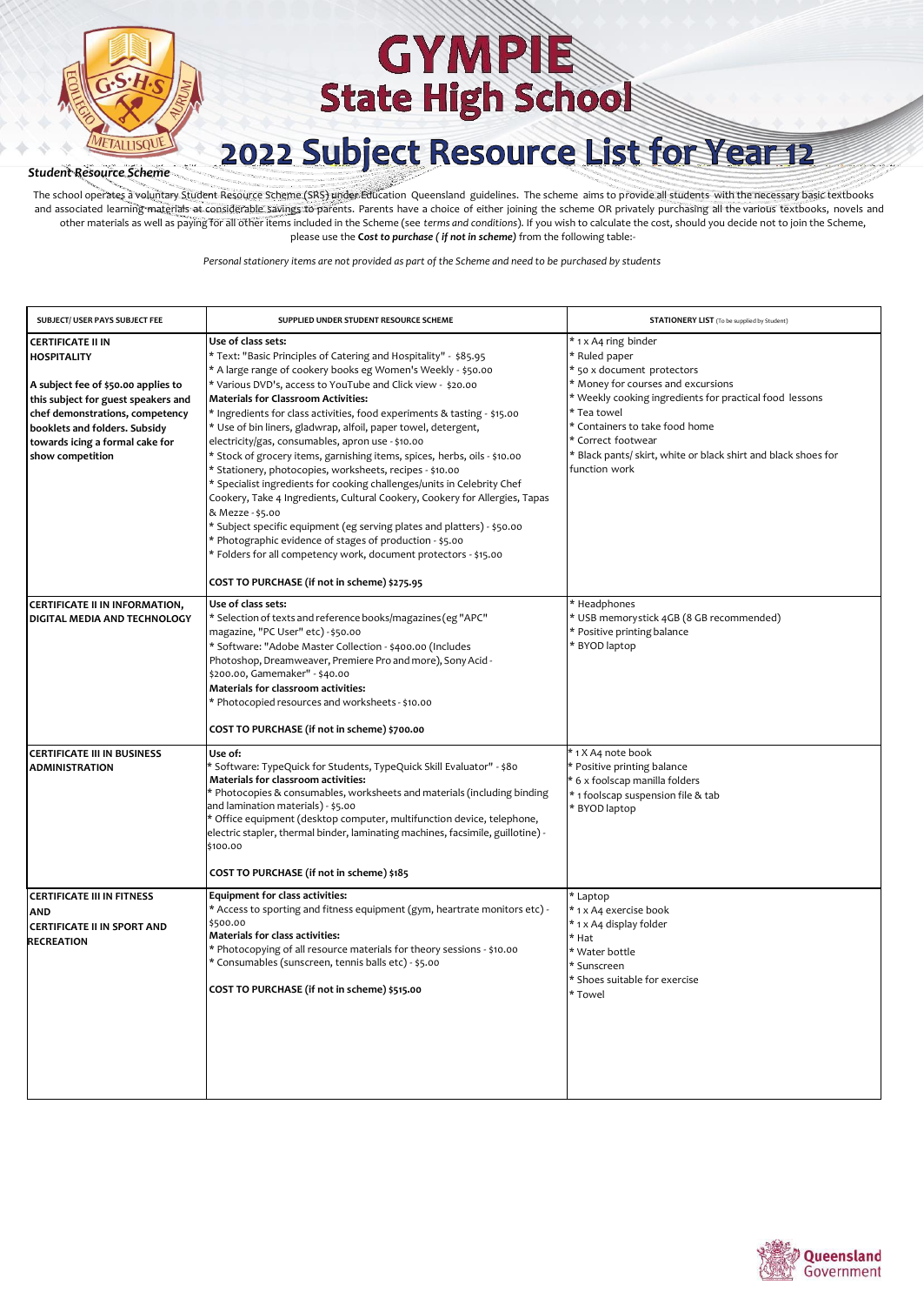# GYMPIE State High School

# 2022 Subject Resource List for Year 12

***Student Resource Scheme***

The school operates a voluntary Student Resource Scheme (SRS) under Education Queensland guidelines. The scheme aims to provide all students with the necessary basic textbooks and associated learning materials at considerable savings to parents. Parents have a choice of either joining the scheme OR privately purchasing all the various textbooks, novels and other materials as well as paying for all other items included in the Scheme (see *terms and conditions*). If you wish to calculate the cost, should you decide not to join the Scheme, please use the ***Cost to purchase ( if not in scheme)*** from the following table:-

*Personal stationery items are not provided as part of the Scheme and need to be purchased by students*

| SUBJECT/ USER PAYS SUBJECT FEE | SUPPLIED UNDER STUDENT RESOURCE SCHEME | STATIONERY LIST (To be supplied by Student) |
|---|---|---|
| **CERTIFICATE II IN HOSPITALITY**<br><br>**A subject fee of $50.00 applies to this subject for guest speakers and chef demonstrations, competency booklets and folders. Subsidy towards icing a formal cake for show competition** | **Use of class sets:**<br>* Text: "Basic Principles of Catering and Hospitality" - $85.95<br>* A large range of cookery books eg Women's Weekly - $50.00<br>* Various DVD's, access to YouTube and Click view - $20.00<br>**Materials for Classroom Activities:**<br>* Ingredients for class activities, food experiments & tasting - $15.00<br>* Use of bin liners, gladwrap, alfoil, paper towel, detergent, electricity/gas, consumables, apron use - $10.00<br>* Stock of grocery items, garnishing items, spices, herbs, oils - $10.00<br>* Stationery, photocopies, worksheets, recipes - $10.00<br>* Specialist ingredients for cooking challenges/units in Celebrity Chef Cookery, Take 4 Ingredients, Cultural Cookery, Cookery for Allergies, Tapas & Mezze - $5.00<br>* Subject specific equipment (eg serving plates and platters) - $50.00<br>* Photographic evidence of stages of production - $5.00<br>* Folders for all competency work, document protectors - $15.00<br><br>**COST TO PURCHASE (if not in scheme) $275.95** | * 1 x A4 ring binder<br>* Ruled paper<br>* 50 x document protectors<br>* Money for courses and excursions<br>* Weekly cooking ingredients for practical food lessons<br>* Tea towel<br>* Containers to take food home<br>* Correct footwear<br>* Black pants/ skirt, white or black shirt and black shoes for function work |
| **CERTIFICATE II IN INFORMATION, DIGITAL MEDIA AND TECHNOLOGY** | **Use of class sets:**<br>* Selection of texts and reference books/magazines (eg "APC" magazine, "PC User" etc) - $50.00<br>* Software: "Adobe Master Collection - $400.00 (Includes Photoshop, Dreamweaver, Premiere Pro and more), Sony Acid - $200.00, Gamemaker" - $40.00<br>**Materials for classroom activities:**<br>* Photocopied resources and worksheets - $10.00<br><br>**COST TO PURCHASE (if not in scheme) $700.00** | * Headphones<br>* USB memorystick 4GB (8 GB recommended)<br>* Positive printing balance<br>* BYOD laptop |
| **CERTIFICATE III IN BUSINESS ADMINISTRATION** | **Use of:**<br>* Software: TypeQuick for Students, TypeQuick Skill Evaluator" - $80<br>**Materials for classroom activities:**<br>* Photocopies & consumables, worksheets and materials (including binding and lamination materials) - $5.00<br>* Office equipment (desktop computer, multifunction device, telephone, electric stapler, thermal binder, laminating machines, facsimile, guillotine) - $100.00<br><br>**COST TO PURCHASE (if not in scheme) $185** | * 1 X A4 note book<br>* Positive printing balance<br>* 6 x foolscap manilla folders<br>* 1 foolscap suspension file & tab<br>* BYOD laptop |
| **CERTIFICATE III IN FITNESS AND CERTIFICATE II IN SPORT AND RECREATION** | **Equipment for class activities:**<br>* Access to sporting and fitness equipment (gym, heartrate monitors etc) - $500.00<br>**Materials for classroom activities:**<br>* Photocopying of all resource materials for theory sessions - $10.00<br>* Consumables (sunscreen, tennis balls etc) - $5.00<br><br>**COST TO PURCHASE (if not in scheme) $515.00** | * Laptop<br>* 1 x A4 exercise book<br>* 1 x A4 display folder<br>* Hat<br>* Water bottle<br>* Sunscreen<br>* Shoes suitable for exercise<br>* Towel |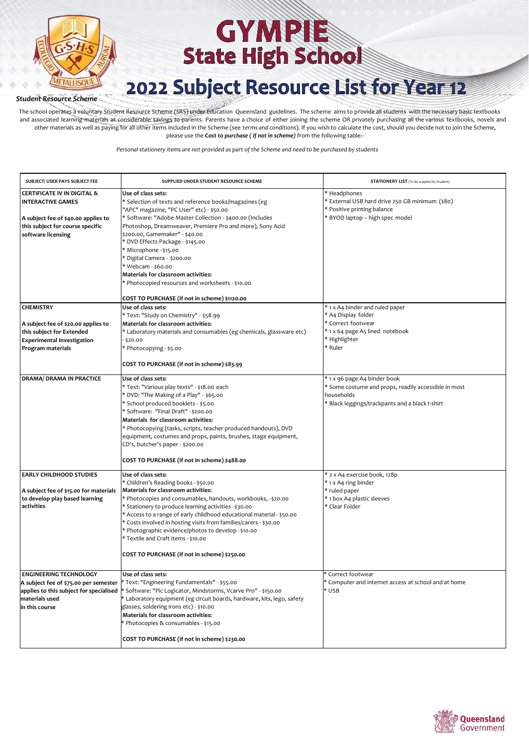# GYMPIE State High School

# 2022 Subject Resource List for Year 12

***Student Resource Scheme***

The school operates a voluntary Student Resource Scheme (SRS) under Education Queensland guidelines. The scheme aims to provide all students with the necessary basic textbooks and associated learning materials at considerable savings to parents. Parents have a choice of either joining the scheme OR privately purchasing all the various textbooks, novels and other materials as well as paying for all other items included in the Scheme (see *terms and conditions*). If you wish to calculate the cost, should you decide not to join the Scheme, please use the ***Cost to purchase ( if not in scheme)*** from the following table:-

*Personal stationery items are not provided as part of the Scheme and need to be purchased by students*

| SUBJECT/ USER PAYS SUBJECT FEE | SUPPLIED UNDER STUDENT RESOURCE SCHEME | STATIONERY LIST (To be supplied by Student) |
|---|---|---|
| **CERTIFICATE IV IN DIGITAL & INTERACTIVE GAMES**<br><br>**A subject fee of $40.00 applies to this subject for course specific software licensing** | **Use of class sets:**<br>* Selection of texts and reference books/magazines (eg "APC" magazine, "PC User" etc) - $50.00<br>* Software: "Adobe Master Collection - $400.00 (Includes Photoshop, Dreamweaver, Premiere Pro and more), Sony Acid $200.00, Gamemaker" - $40.00<br>* DVD Effects Package - $145.00<br>* Microphone - $15.00<br>* Digital Camera - $200.00<br>* Webcam - $60.00<br>**Materials for classroom activities:**<br>* Photocopied resources and worksheets - $10.00<br><br>**COST TO PURCHASE (if not in scheme) $1120.00** | * Headphones<br>* External USB hard drive 250 GB minimum ($80)<br>* Positive printing balance<br>* BYOD laptop – high spec model |
| **CHEMISTRY**<br><br>**A subject fee of $20.00 applies to this subject for Extended Experimental Investigation Program materials** | **Use of class sets:**<br>* Text: "Study on Chemistry" - $58.99<br>**Materials for classroom activities:**<br>* Laboratory materials and consumables (eg chemicals, glassware etc) - $20.00<br>* Photocopying - $5.00<br><br>**COST TO PURCHASE (if not in scheme) $83.99** | * 1 x A4 binder and ruled paper<br>* A4 Display folder<br>* Correct footwear<br>* 1 x 64 page A5 lined notebook<br>* Highlighter<br>* Ruler |
| **DRAMA/ DRAMA IN PRACTICE** | **Use of class sets:**<br>* Text: "Various play texts" - $18.00 each<br>* DVD: "The Making of a Play" - $65.00<br>* School produced booklets - $5.00<br>* Software: "Final Draft" - $200.00<br>**Materials for classroom activities:**<br>* Photocopying (tasks, scripts, teacher produced handouts), DVD equipment, costumes and props, paints, brushes, stage equipment, CD's, butcher's paper - $200.00<br><br>**COST TO PURCHASE (if not in scheme) $488.00** | * 1 x 96 page A4 binder book<br>* Some costume and props, readily accessible in most households<br>* Black leggings/trackpants and a black t-shirt |
| **EARLY CHILDHOOD STUDIES**<br><br>**A subject fee of $15.00 for materials to develop play based learning activities** | **Use of class sets:**<br>* Children's Reading books - $50.00<br>**Materials for classroom activities:**<br>* Photocopies and consumables, handouts, workbooks, -$20.00<br>* Stationery to produce learning activities -$30.00<br>* Access to a range of early childhood educational material - $50.00<br>* Costs involved in hosting visits from families/carers - $30.00<br>* Photographic evidence/photos to develop -$10.00<br>* Textile and Craft items - $10.00<br><br>**COST TO PURCHASE (if not in scheme) $250.00** | * 2 x A4 exercise book, 128p<br>* 1 x A4 ring binder<br>* ruled paper<br>* 1 box A4 plastic sleeves<br>* Clear Folder |
| **ENGINEERING TECHNOLOGY**<br>**A subject fee of $75.00 per semester applies to this subject for specialised materials used in this course** | **Use of class sets:**<br>* Text: "Engineering Fundamentals" - $55.00<br>* Software: "Pic Logicator, Mindstorms, Vcarve Pro" - $150.00<br>* Laboratory equipment (eg circuit boards, hardware, kits, lego, safety glasses, soldering irons etc) - $10.00<br>**Materials for classroom activities:**<br>* Photocopies & consumables - $15.00<br><br>**COST TO PURCHASE (if not in scheme) $230.00** | * Correct footwear<br>* Computer and internet access at school and at home<br>* USB |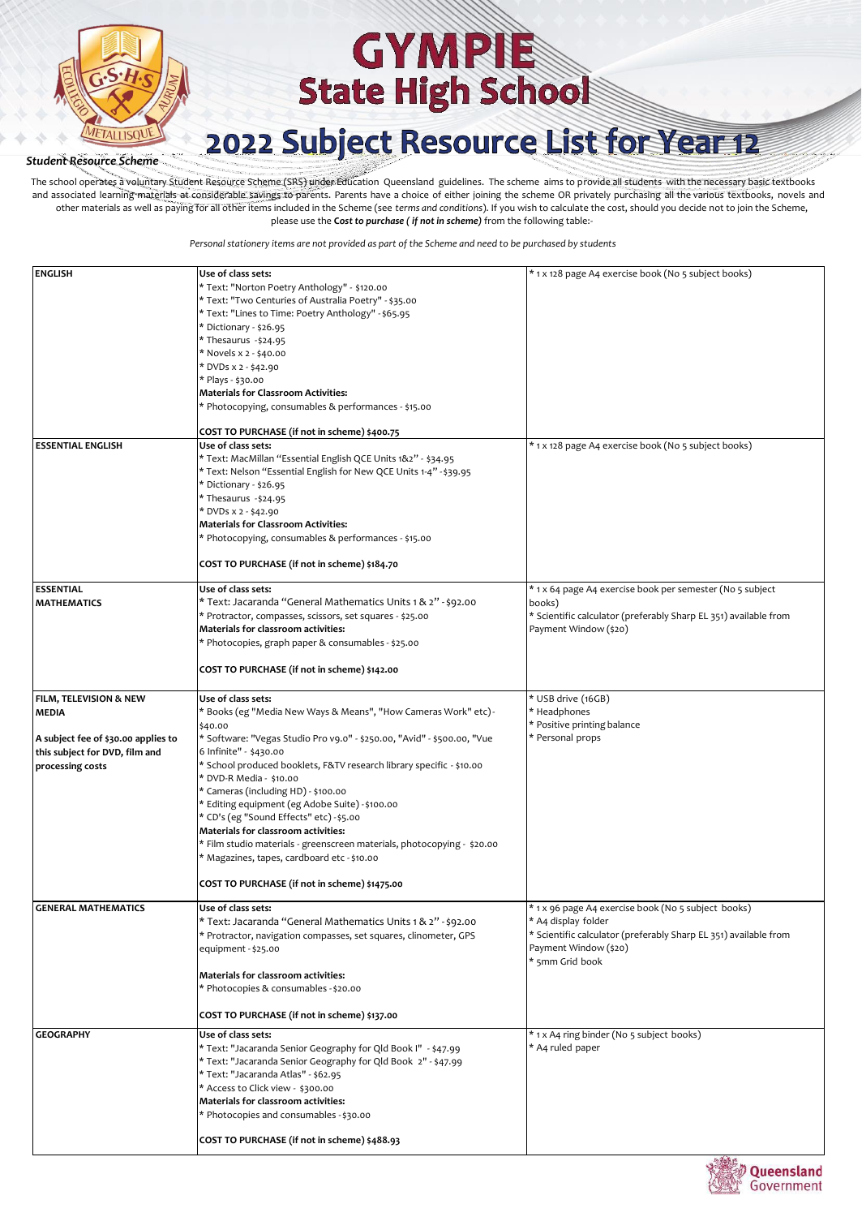# GYMPIE State High School

## 2022 Subject Resource List for Year 12

***Student Resource Scheme***

The school operates a voluntary Student Resource Scheme (SRS) under Education Queensland guidelines. The scheme aims to provide all students with the necessary basic textbooks and associated learning materials at considerable savings to parents. Parents have a choice of either joining the scheme OR privately purchasing all the various textbooks, novels and other materials as well as paying for all other items included in the Scheme (see *terms and conditions*). If you wish to calculate the cost, should you decide not to join the Scheme, please use the ***Cost to purchase ( if not in scheme)*** from the following table:-

*Personal stationery items are not provided as part of the Scheme and need to be purchased by students*

| | | |
|---|---|---|
| **ENGLISH** | **Use of class sets:**<br>* Text: "Norton Poetry Anthology" - $120.00<br>* Text: "Two Centuries of Australia Poetry" - $35.00<br>* Text: "Lines to Time: Poetry Anthology" - $65.95<br>* Dictionary - $26.95<br>* Thesaurus - $24.95<br>* Novels x 2 - $40.00<br>* DVDs x 2 - $42.90<br>* Plays - $30.00<br>**Materials for Classroom Activities:**<br>* Photocopying, consumables & performances - $15.00<br><br>**COST TO PURCHASE (if not in scheme) $400.75** | * 1 x 128 page A4 exercise book (No 5 subject books) |
| **ESSENTIAL ENGLISH** | **Use of class sets:**<br>* Text: MacMillan "Essential English QCE Units 1&2" - $34.95<br>* Text: Nelson "Essential English for New QCE Units 1-4" - $39.95<br>* Dictionary - $26.95<br>* Thesaurus - $24.95<br>* DVDs x 2 - $42.90<br>**Materials for Classroom Activities:**<br>* Photocopying, consumables & performances - $15.00<br><br>**COST TO PURCHASE (if not in scheme) $184.70** | * 1 x 128 page A4 exercise book (No 5 subject books) |
| **ESSENTIAL MATHEMATICS** | **Use of class sets:**<br>* Text: Jacaranda "General Mathematics Units 1 & 2" - $92.00<br>* Protractor, compasses, scissors, set squares - $25.00<br>**Materials for classroom activities:**<br>* Photocopies, graph paper & consumables - $25.00<br><br>**COST TO PURCHASE (if not in scheme) $142.00** | * 1 x 64 page A4 exercise book per semester (No 5 subject books)<br>* Scientific calculator (preferably Sharp EL 351) available from Payment Window ($20) |
| **FILM, TELEVISION & NEW MEDIA**<br><br>**A subject fee of $30.00 applies to this subject for DVD, film and processing costs** | **Use of class sets:**<br>* Books (eg "Media New Ways & Means", "How Cameras Work" etc) - $40.00<br>* Software: "Vegas Studio Pro v9.0" - $250.00, "Avid" - $500.00, "Vue 6 Infinite" - $430.00<br>* School produced booklets, F&TV research library specific - $10.00<br>* DVD-R Media - $10.00<br>* Cameras (including HD) - $100.00<br>* Editing equipment (eg Adobe Suite) - $100.00<br>* CD's (eg "Sound Effects" etc) - $5.00<br>**Materials for classroom activities:**<br>* Film studio materials - greenscreen materials, photocopying - $20.00<br>* Magazines, tapes, cardboard etc - $10.00<br><br>**COST TO PURCHASE (if not in scheme) $1475.00** | * USB drive (16GB)<br>* Headphones<br>* Positive printing balance<br>* Personal props |
| **GENERAL MATHEMATICS** | **Use of class sets:**<br>* Text: Jacaranda "General Mathematics Units 1 & 2" - $92.00<br>* Protractor, navigation compasses, set squares, clinometer, GPS equipment - $25.00<br><br>**Materials for classroom activities:**<br>* Photocopies & consumables - $20.00<br><br>**COST TO PURCHASE (if not in scheme) $137.00** | * 1 x 96 page A4 exercise book (No 5 subject books)<br>* A4 display folder<br>* Scientific calculator (preferably Sharp EL 351) available from Payment Window ($20)<br>* 5mm Grid book |
| **GEOGRAPHY** | **Use of class sets:**<br>* Text: "Jacaranda Senior Geography for Qld Book I" - $47.99<br>* Text: "Jacaranda Senior Geography for Qld Book 2" - $47.99<br>* Text: "Jacaranda Atlas" - $62.95<br>* Access to Click view - $300.00<br>**Materials for classroom activities:**<br>* Photocopies and consumables - $30.00<br><br>**COST TO PURCHASE (if not in scheme) $488.93** | * 1 x A4 ring binder (No 5 subject books)<br>* A4 ruled paper |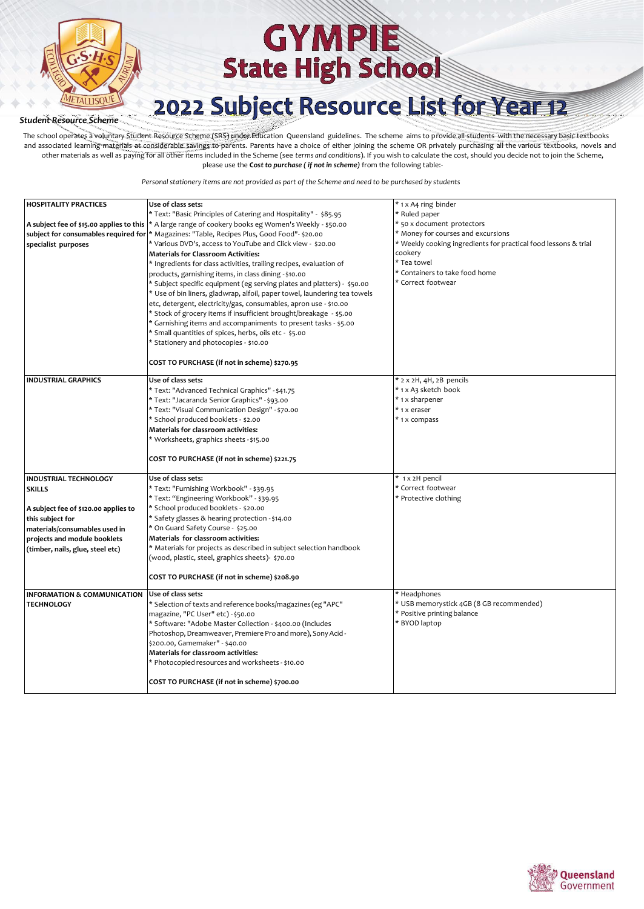# GYMPIE State High School

# 2022 Subject Resource List for Year 12

***Student Resource Scheme***

The school operates a voluntary Student Resource Scheme (SRS) under Education Queensland guidelines. The scheme aims to provide all students with the necessary basic textbooks and associated learning materials at considerable savings to parents. Parents have a choice of either joining the scheme OR privately purchasing all the various textbooks, novels and other materials as well as paying for all other items included in the Scheme (see *terms and conditions*). If you wish to calculate the cost, should you decide not to join the Scheme, please use the ***Cost to purchase ( if not in scheme)*** from the following table:-

*Personal stationery items are not provided as part of the Scheme and need to be purchased by students*

| | | |
|---|---|---|
| **HOSPITALITY PRACTICES**<br><br>**A subject fee of $15.00 applies to this subject for consumables required for specialist purposes** | **Use of class sets:**<br>* Text: "Basic Principles of Catering and Hospitality" - $85.95<br>* A large range of cookery books eg Women's Weekly - $50.00<br>* Magazines: "Table, Recipes Plus, Good Food"- $20.00<br>* Various DVD's, access to YouTube and Click view - $20.00<br>**Materials for Classroom Activities:**<br>* Ingredients for class activities, trailing recipes, evaluation of products, garnishing items, in class dining - $10.00<br>* Subject specific equipment (eg serving plates and platters) - $50.00<br>* Use of bin liners, gladwrap, alfoil, paper towel, laundering tea towels etc, detergent, electricity/gas, consumables, apron use - $10.00<br>* Stock of grocery items if insufficient brought/breakage - $5.00<br>* Garnishing items and accompaniments to present tasks - $5.00<br>* Small quantities of spices, herbs, oils etc - $5.00<br>* Stationery and photocopies - $10.00<br><br>**COST TO PURCHASE (if not in scheme) $270.95** | * 1 x A4 ring binder<br>* Ruled paper<br>* 50 x document protectors<br>* Money for courses and excursions<br>* Weekly cooking ingredients for practical food lessons & trial cookery<br>* Tea towel<br>* Containers to take food home<br>* Correct footwear |
| **INDUSTRIAL GRAPHICS** | **Use of class sets:**<br>* Text: "Advanced Technical Graphics" - $41.75<br>* Text: "Jacaranda Senior Graphics" - $93.00<br>* Text: "Visual Communication Design" - $70.00<br>* School produced booklets - $2.00<br>**Materials for classroom activities:**<br>* Worksheets, graphics sheets - $15.00<br><br>**COST TO PURCHASE (if not in scheme) $221.75** | * 2 x 2H, 4H, 2B pencils<br>* 1 x A3 sketch book<br>* 1 x sharpener<br>* 1 x eraser<br>* 1 x compass |
| **INDUSTRIAL TECHNOLOGY SKILLS**<br><br>**A subject fee of $120.00 applies to this subject for materials/consumables used in projects and module booklets (timber, nails, glue, steel etc)** | **Use of class sets:**<br>* Text: "Furnishing Workbook" - $39.95<br>* Text: "Engineering Workbook" - $39.95<br>* School produced booklets - $20.00<br>* Safety glasses & hearing protection - $14.00<br>* On Guard Safety Course - $25.00<br>**Materials for classroom activities:**<br>* Materials for projects as described in subject selection handbook (wood, plastic, steel, graphics sheets)- $70.00<br><br>**COST TO PURCHASE (if not in scheme) $208.90** | * 1 x 2H pencil<br>* Correct footwear<br>* Protective clothing |
| **INFORMATION & COMMUNICATION TECHNOLOGY** | **Use of class sets:**<br>* Selection of texts and reference books/magazines (eg "APC" magazine, "PC User" etc) - $50.00<br>* Software: "Adobe Master Collection - $400.00 (Includes Photoshop, Dreamweaver, Premiere Pro and more), Sony Acid - $200.00, Gamemaker" - $40.00<br>**Materials for classroom activities:**<br>* Photocopied resources and worksheets - $10.00<br><br>**COST TO PURCHASE (if not in scheme) $700.00** | * Headphones<br>* USB memorystick 4GB (8 GB recommended)<br>* Positive printing balance<br>* BYOD laptop |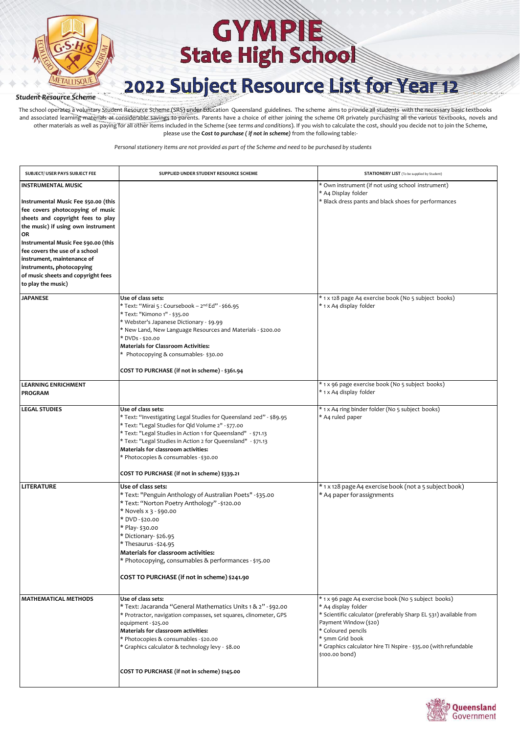# GYMPIE State High School

# 2022 Subject Resource List for Year 12

***Student Resource Scheme***

The school operates a voluntary Student Resource Scheme (SRS) under Education Queensland guidelines. The scheme aims to provide all students with the necessary basic textbooks and associated learning materials at considerable savings to parents. Parents have a choice of either joining the scheme OR privately purchasing all the various textbooks, novels and other materials as well as paying for all other items included in the Scheme (see *terms and conditions*). If you wish to calculate the cost, should you decide not to join the Scheme, please use the ***Cost to purchase ( if not in scheme)*** from the following table:-

*Personal stationery items are not provided as part of the Scheme and need to be purchased by students*

| SUBJECT/ USER PAYS SUBJECT FEE | SUPPLIED UNDER STUDENT RESOURCE SCHEME | STATIONERY LIST (To be supplied by Student) |
|---|---|---|
| **INSTRUMENTAL MUSIC**<br><br>**Instrumental Music Fee $50.00 (this fee covers photocopying of music sheets and copyright fees to play the music) if using own instrument**<br>**OR**<br>**Instrumental Music Fee $90.00 (this fee covers the use of a school instrument, maintenance of instruments, photocopying of music sheets and copyright fees to play the music)** | | * Own instrument (if not using school instrument)<br>* A4 Display folder<br>* Black dress pants and black shoes for performances |
| **JAPANESE** | **Use of class sets:**<br>* Text: "Mirai 5 : Coursebook – 2nd Ed" - $66.95<br>* Text: "Kimono 1" - $35.00<br>* Webster's Japanese Dictionary - $9.99<br>* New Land, New Language Resources and Materials - $200.00<br>* DVDs - $20.00<br>**Materials for Classroom Activities:**<br>* Photocopying & consumables- $30.00<br><br>**COST TO PURCHASE (if not in scheme) - $361.94** | * 1 x 128 page A4 exercise book (No 5 subject books)<br>* 1 x A4 display folder |
| **LEARNING ENRICHMENT PROGRAM** | | * 1 x 96 page exercise book (No 5 subject books)<br>* 1 x A4 display folder |
| **LEGAL STUDIES** | **Use of class sets:**<br>* Text: "Investigating Legal Studies for Queensland 2ed" - $89.95<br>* Text: "Legal Studies for Qld Volume 2" - $77.00<br>* Text: "Legal Studies in Action 1 for Queensland" - $71.13<br>* Text: "Legal Studies in Action 2 for Queensland" - $71.13<br>**Materials for classroom activities:**<br>* Photocopies & consumables - $30.00<br><br>**COST TO PURCHASE (if not in scheme) $339.21** | * 1 x A4 ring binder folder (No 5 subject books)<br>* A4 ruled paper |
| **LITERATURE** | **Use of class sets:**<br>* Text: "Penguin Anthology of Australian Poets" - $35.00<br>* Text: "Norton Poetry Anthology" - $120.00<br>* Novels x 3 - $90.00<br>* DVD - $20.00<br>* Play- $30.00<br>* Dictionary- $26.95<br>* Thesaurus - $24.95<br>**Materials for classroom activities:**<br>* Photocopying, consumables & performances - $15.00<br><br>**COST TO PURCHASE (if not in scheme) $241.90** | * 1 x 128 page A4 exercise book (not a 5 subject book)<br>* A4 paper for assignments |
| **MATHEMATICAL METHODS** | **Use of class sets:**<br>* Text: Jacaranda "General Mathematics Units 1 & 2" - $92.00<br>* Protractor, navigation compasses, set squares, clinometer, GPS equipment - $25.00<br>**Materials for classroom activities:**<br>* Photocopies & consumables - $20.00<br>* Graphics calculator & technology levy - $8.00<br><br>**COST TO PURCHASE (if not in scheme) $145.00** | * 1 x 96 page A4 exercise book (No 5 subject books)<br>* A4 display folder<br>* Scientific calculator (preferably Sharp EL 531) available from Payment Window ($20)<br>* Coloured pencils<br>* 5mm Grid book<br>* Graphics calculator hire TI Nspire - $35.00 (with refundable $100.00 bond) |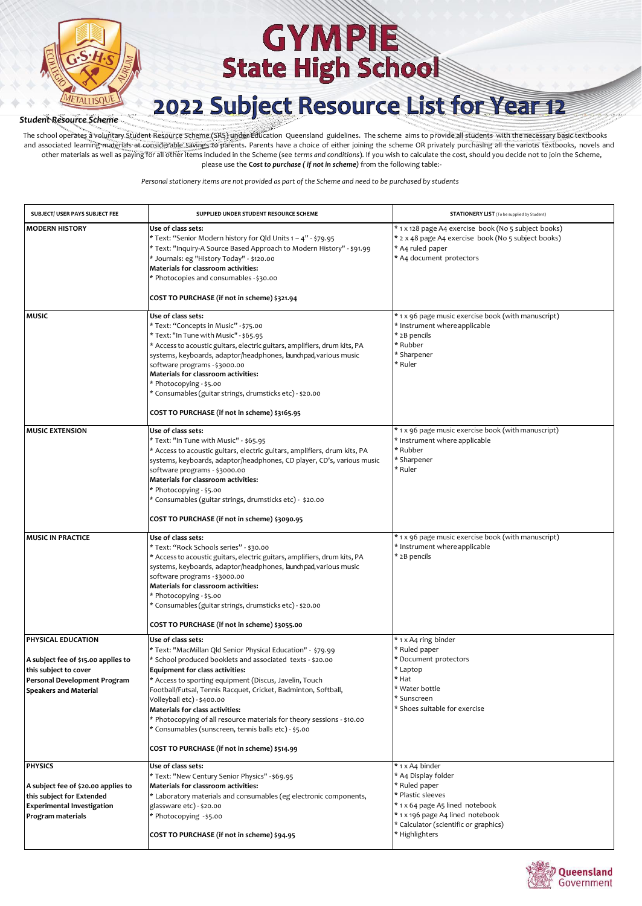# GYMPIE State High School

# 2022 Subject Resource List for Year 12

***Student Resource Scheme***

The school operates a voluntary Student Resource Scheme (SRS) under Education Queensland guidelines. The scheme aims to provide all students with the necessary basic textbooks and associated learning materials at considerable savings to parents. Parents have a choice of either joining the scheme OR privately purchasing all the various textbooks, novels and other materials as well as paying for all other items included in the Scheme (see *terms and conditions*). If you wish to calculate the cost, should you decide not to join the Scheme, please use the ***Cost to purchase ( if not in scheme)*** from the following table:-

*Personal stationery items are not provided as part of the Scheme and need to be purchased by students*

| SUBJECT/ USER PAYS SUBJECT FEE | SUPPLIED UNDER STUDENT RESOURCE SCHEME | STATIONERY LIST (To be supplied by Student) |
|---|---|---|
| **MODERN HISTORY** | **Use of class sets:**<br>* Text: "Senior Modern history for Qld Units 1 – 4" - $79.95<br>* Text: "Inquiry-A Source Based Approach to Modern History" - $91.99<br>* Journals: eg "History Today" - $120.00<br>**Materials for classroom activities:**<br>* Photocopies and consumables - $30.00<br><br>**COST TO PURCHASE (if not in scheme) $321.94** | * 1 x 128 page A4 exercise book (No 5 subject books)<br>* 2 x 48 page A4 exercise book (No 5 subject books)<br>* A4 ruled paper<br>* A4 document protectors |
| **MUSIC** | **Use of class sets:**<br>* Text: "Concepts in Music" - $75.00<br>* Text: "In Tune with Music" - $65.95<br>* Access to acoustic guitars, electric guitars, amplifiers, drum kits, PA systems, keyboards, adaptor/headphones, launchpad, various music software programs - $3000.00<br>**Materials for classroom activities:**<br>* Photocopying - $5.00<br>* Consumables (guitar strings, drumsticks etc) - $20.00<br><br>**COST TO PURCHASE (if not in scheme) $3165.95** | * 1 x 96 page music exercise book (with manuscript)<br>* Instrument where applicable<br>* 2B pencils<br>* Rubber<br>* Sharpener<br>* Ruler |
| **MUSIC EXTENSION** | **Use of class sets:**<br>* Text: "In Tune with Music" - $65.95<br>* Access to acoustic guitars, electric guitars, amplifiers, drum kits, PA systems, keyboards, adaptor/headphones, CD player, CD's, various music software programs - $3000.00<br>**Materials for classroom activities:**<br>* Photocopying - $5.00<br>* Consumables (guitar strings, drumsticks etc) - $20.00<br><br>**COST TO PURCHASE (if not in scheme) $3090.95** | * 1 x 96 page music exercise book (with manuscript)<br>* Instrument where applicable<br>* Rubber<br>* Sharpener<br>* Ruler |
| **MUSIC IN PRACTICE** | **Use of class sets:**<br>* Text: "Rock Schools series" - $30.00<br>* Access to acoustic guitars, electric guitars, amplifiers, drum kits, PA systems, keyboards, adaptor/headphones, launchpad, various music software programs - $3000.00<br>**Materials for classroom activities:**<br>* Photocopying - $5.00<br>* Consumables (guitar strings, drumsticks etc) - $20.00<br><br>**COST TO PURCHASE (if not in scheme) $3055.00** | * 1 x 96 page music exercise book (with manuscript)<br>* Instrument where applicable<br>* 2B pencils |
| **PHYSICAL EDUCATION**<br><br>**A subject fee of $15.00 applies to this subject to cover Personal Development Program Speakers and Material** | **Use of class sets:**<br>* Text: "MacMillan Qld Senior Physical Education" - $79.99<br>* School produced booklets and associated texts - $20.00<br>**Equipment for class activities:**<br>* Access to sporting equipment (Discus, Javelin, Touch Football/Futsal, Tennis Racquet, Cricket, Badminton, Softball, Volleyball etc) - $400.00<br>**Materials for class activities:**<br>* Photocopying of all resource materials for theory sessions - $10.00<br>* Consumables (sunscreen, tennis balls etc) - $5.00<br><br>**COST TO PURCHASE (if not in scheme) $514.99** | * 1 x A4 ring binder<br>* Ruled paper<br>* Document protectors<br>* Laptop<br>* Hat<br>* Water bottle<br>* Sunscreen<br>* Shoes suitable for exercise |
| **PHYSICS**<br><br>**A subject fee of $20.00 applies to this subject for Extended Experimental Investigation Program materials** | **Use of class sets:**<br>* Text: "New Century Senior Physics" - $69.95<br>**Materials for classroom activities:**<br>* Laboratory materials and consumables (eg electronic components, glassware etc) - $20.00<br>* Photocopying - $5.00<br><br>**COST TO PURCHASE (if not in scheme) $94.95** | * 1 x A4 binder<br>* A4 Display folder<br>* Ruled paper<br>* Plastic sleeves<br>* 1 x 64 page A5 lined notebook<br>* 1 x 196 page A4 lined notebook<br>* Calculator (scientific or graphics)<br>* Highlighters |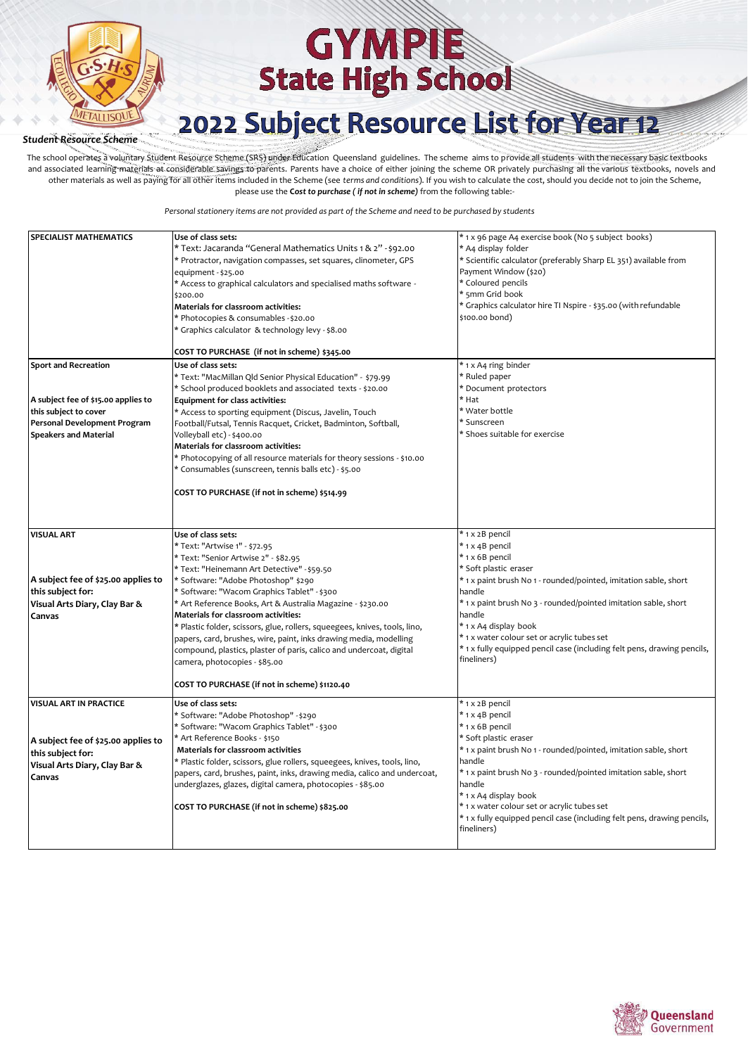# GYMPIE State High School

# 2022 Subject Resource List for Year 12

***Student Resource Scheme***

The school operates a voluntary Student Resource Scheme (SRS) under Education Queensland guidelines. The scheme aims to provide all students with the necessary basic textbooks and associated learning materials at considerable savings to parents. Parents have a choice of either joining the scheme OR privately purchasing all the various textbooks, novels and other materials as well as paying for all other items included in the Scheme (see *terms and conditions*). If you wish to calculate the cost, should you decide not to join the Scheme, please use the ***Cost to purchase ( if not in scheme)*** from the following table:-

*Personal stationery items are not provided as part of the Scheme and need to be purchased by students*

| | | |
|---|---|---|
| **SPECIALIST MATHEMATICS** | **Use of class sets:**<br>* Text: Jacaranda "General Mathematics Units 1 & 2" - $92.00<br>* Protractor, navigation compasses, set squares, clinometer, GPS equipment - $25.00<br>* Access to graphical calculators and specialised maths software - $200.00<br>**Materials for classroom activities:**<br>* Photocopies & consumables - $20.00<br>* Graphics calculator & technology levy - $8.00<br><br>**COST TO PURCHASE (if not in scheme) $345.00** | * 1 x 96 page A4 exercise book (No 5 subject books)<br>* A4 display folder<br>* Scientific calculator (preferably Sharp EL 351) available from Payment Window ($20)<br>* Coloured pencils<br>* 5mm Grid book<br>* Graphics calculator hire TI Nspire - $35.00 (with refundable $100.00 bond) |
| **Sport and Recreation**<br><br>**A subject fee of $15.00 applies to this subject to cover Personal Development Program Speakers and Material** | **Use of class sets:**<br>* Text: "MacMillan Qld Senior Physical Education" - $79.99<br>* School produced booklets and associated texts - $20.00<br>**Equipment for class activities:**<br>* Access to sporting equipment (Discus, Javelin, Touch Football/Futsal, Tennis Racquet, Cricket, Badminton, Softball, Volleyball etc) - $400.00<br>**Materials for classroom activities:**<br>* Photocopying of all resource materials for theory sessions - $10.00<br>* Consumables (sunscreen, tennis balls etc) - $5.00<br><br>**COST TO PURCHASE (if not in scheme) $514.99** | * 1 x A4 ring binder<br>* Ruled paper<br>* Document protectors<br>* Hat<br>* Water bottle<br>* Sunscreen<br>* Shoes suitable for exercise |
| **VISUAL ART**<br><br>**A subject fee of $25.00 applies to this subject for: Visual Arts Diary, Clay Bar & Canvas** | **Use of class sets:**<br>* Text: "Artwise 1" - $72.95<br>* Text: "Senior Artwise 2" - $82.95<br>* Text: "Heinemann Art Detective" - $59.50<br>* Software: "Adobe Photoshop" $290<br>* Software: "Wacom Graphics Tablet" - $300<br>* Art Reference Books, Art & Australia Magazine - $230.00<br>**Materials for classroom activities:**<br>* Plastic folder, scissors, glue, rollers, squeegees, knives, tools, lino, papers, card, brushes, wire, paint, inks drawing media, modelling compound, plastics, plaster of paris, calico and undercoat, digital camera, photocopies - $85.00<br><br>**COST TO PURCHASE (if not in scheme) $1120.40** | * 1 x 2B pencil<br>* 1 x 4B pencil<br>* 1 x 6B pencil<br>* Soft plastic eraser<br>* 1 x paint brush No 1 - rounded/pointed, imitation sable, short handle<br>* 1 x paint brush No 3 - rounded/pointed imitation sable, short handle<br>* 1 x A4 display book<br>* 1 x water colour set or acrylic tubes set<br>* 1 x fully equipped pencil case (including felt pens, drawing pencils, fineliners) |
| **VISUAL ART IN PRACTICE**<br><br>**A subject fee of $25.00 applies to this subject for: Visual Arts Diary, Clay Bar & Canvas** | **Use of class sets:**<br>* Software: "Adobe Photoshop" - $290<br>* Software: "Wacom Graphics Tablet" - $300<br>* Art Reference Books - $150<br>**Materials for classroom activities**<br>* Plastic folder, scissors, glue rollers, squeegees, knives, tools, lino, papers, card, brushes, paint, inks, drawing media, calico and undercoat, underglazes, glazes, digital camera, photocopies - $85.00<br><br>**COST TO PURCHASE (if not in scheme) $825.00** | * 1 x 2B pencil<br>* 1 x 4B pencil<br>* 1 x 6B pencil<br>* Soft plastic eraser<br>* 1 x paint brush No 1 - rounded/pointed, imitation sable, short handle<br>* 1 x paint brush No 3 - rounded/pointed imitation sable, short handle<br>* 1 x A4 display book<br>* 1 x water colour set or acrylic tubes set<br>* 1 x fully equipped pencil case (including felt pens, drawing pencils, fineliners) |